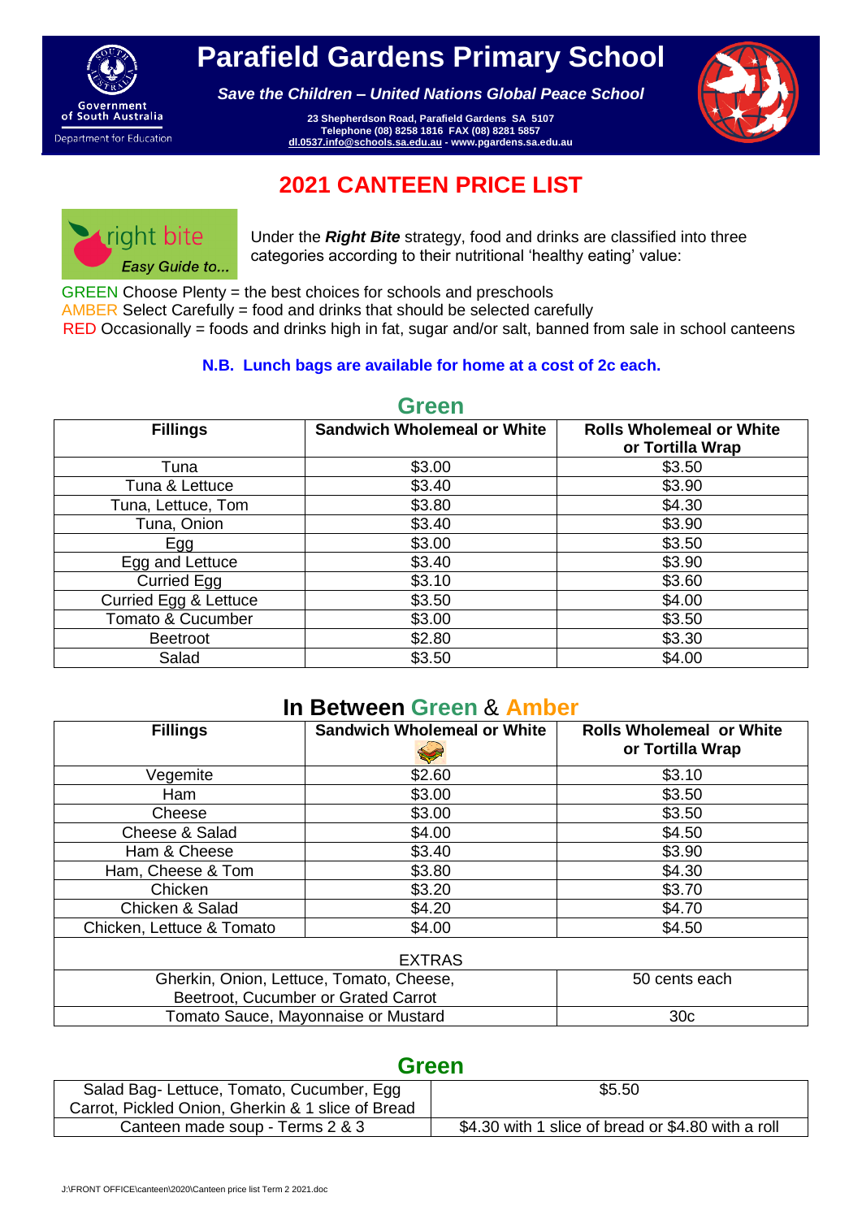# Parafield Gardens Primary School

***Save the Children – United Nations Global Peace School***

**23 Shepherdson Road, Parafield Gardens SA 5107**
**Telephone (08) 8258 1816 FAX (08) 8281 5857**
**dl.0537.info@schools.sa.edu.au - www.pgardens.sa.edu.au**

Government of South Australia
Department for Education

## 2021 CANTEEN PRICE LIST

right bite
*Easy Guide to...*

Under the ***Right Bite*** strategy, food and drinks are classified into three categories according to their nutritional 'healthy eating' value:

GREEN Choose Plenty = the best choices for schools and preschools
AMBER Select Carefully = food and drinks that should be selected carefully
RED Occasionally = foods and drinks high in fat, sugar and/or salt, banned from sale in school canteens

**N.B. Lunch bags are available for home at a cost of 2c each.**

### Green

| Fillings | Sandwich Wholemeal or White | Rolls Wholemeal or White or Tortilla Wrap |
|---|---|---|
| Tuna | $3.00 | $3.50 |
| Tuna & Lettuce | $3.40 | $3.90 |
| Tuna, Lettuce, Tom | $3.80 | $4.30 |
| Tuna, Onion | $3.40 | $3.90 |
| Egg | $3.00 | $3.50 |
| Egg and Lettuce | $3.40 | $3.90 |
| Curried Egg | $3.10 | $3.60 |
| Curried Egg & Lettuce | $3.50 | $4.00 |
| Tomato & Cucumber | $3.00 | $3.50 |
| Beetroot | $2.80 | $3.30 |
| Salad | $3.50 | $4.00 |

### In Between Green & Amber

| Fillings | Sandwich Wholemeal or White | Rolls Wholemeal or White or Tortilla Wrap |
|---|---|---|
| Vegemite | $2.60 | $3.10 |
| Ham | $3.00 | $3.50 |
| Cheese | $3.00 | $3.50 |
| Cheese & Salad | $4.00 | $4.50 |
| Ham & Cheese | $3.40 | $3.90 |
| Ham, Cheese & Tom | $3.80 | $4.30 |
| Chicken | $3.20 | $3.70 |
| Chicken & Salad | $4.20 | $4.70 |
| Chicken, Lettuce & Tomato | $4.00 | $4.50 |
| EXTRAS | | |
| Gherkin, Onion, Lettuce, Tomato, Cheese, Beetroot, Cucumber or Grated Carrot | | 50 cents each |
| Tomato Sauce, Mayonnaise or Mustard | | 30c |

### Green

| Item | Price |
|---|---|
| Salad Bag- Lettuce, Tomato, Cucumber, Egg Carrot, Pickled Onion, Gherkin & 1 slice of Bread | $5.50 |
| Canteen made soup - Terms 2 & 3 | $4.30 with 1 slice of bread or $4.80 with a roll |

J:\FRONT OFFICE\canteen\2020\Canteen price list Term 2 2021.doc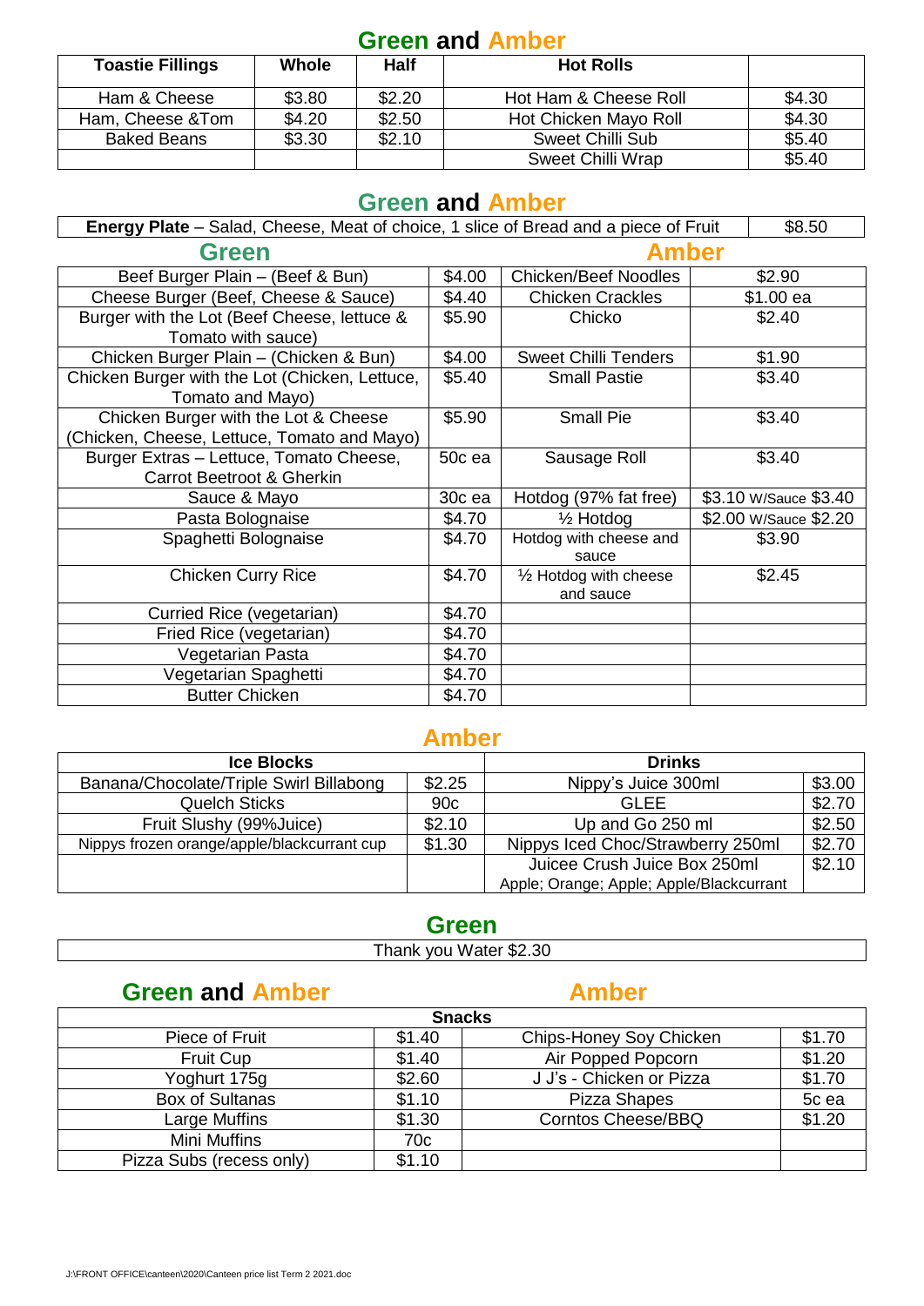## Green and Amber

| Toastie Fillings | Whole | Half | Hot Rolls | |
|---|---|---|---|---|
| Ham & Cheese | $3.80 | $2.20 | Hot Ham & Cheese Roll | $4.30 |
| Ham, Cheese &Tom | $4.20 | $2.50 | Hot Chicken Mayo Roll | $4.30 |
| Baked Beans | $3.30 | $2.10 | Sweet Chilli Sub | $5.40 |
| | | | Sweet Chilli Wrap | $5.40 |

## Green and Amber

| | |
|---|---|
| **Energy Plate** – Salad, Cheese, Meat of choice, 1 slice of Bread and a piece of Fruit | $8.50 |

| Green | | Amber | |
|---|---|---|---|
| Beef Burger Plain – (Beef & Bun) | $4.00 | Chicken/Beef Noodles | $2.90 |
| Cheese Burger (Beef, Cheese & Sauce) | $4.40 | Chicken Crackles | $1.00 ea |
| Burger with the Lot (Beef Cheese, lettuce & Tomato with sauce) | $5.90 | Chicko | $2.40 |
| Chicken Burger Plain – (Chicken & Bun) | $4.00 | Sweet Chilli Tenders | $1.90 |
| Chicken Burger with the Lot (Chicken, Lettuce, Tomato and Mayo) | $5.40 | Small Pastie | $3.40 |
| Chicken Burger with the Lot & Cheese (Chicken, Cheese, Lettuce, Tomato and Mayo) | $5.90 | Small Pie | $3.40 |
| Burger Extras – Lettuce, Tomato Cheese, Carrot Beetroot & Gherkin | 50c ea | Sausage Roll | $3.40 |
| Sauce & Mayo | 30c ea | Hotdog (97% fat free) | $3.10 W/Sauce $3.40 |
| Pasta Bolognaise | $4.70 | ½ Hotdog | $2.00 W/Sauce $2.20 |
| Spaghetti Bolognaise | $4.70 | Hotdog with cheese and sauce | $3.90 |
| Chicken Curry Rice | $4.70 | ½ Hotdog with cheese and sauce | $2.45 |
| Curried Rice (vegetarian) | $4.70 | | |
| Fried Rice (vegetarian) | $4.70 | | |
| Vegetarian Pasta | $4.70 | | |
| Vegetarian Spaghetti | $4.70 | | |
| Butter Chicken | $4.70 | | |

## Amber

| Ice Blocks | | Drinks | |
|---|---|---|---|
| Banana/Chocolate/Triple Swirl Billabong | $2.25 | Nippy's Juice 300ml | $3.00 |
| Quelch Sticks | 90c | GLEE | $2.70 |
| Fruit Slushy (99%Juice) | $2.10 | Up and Go 250 ml | $2.50 |
| Nippys frozen orange/apple/blackcurrant cup | $1.30 | Nippys Iced Choc/Strawberry 250ml | $2.70 |
| | | Juicee Crush Juice Box 250ml Apple; Orange; Apple; Apple/Blackcurrant | $2.10 |

## Green

Thank you Water $2.30

## Green and Amber / Amber

| Snacks | | | |
|---|---|---|---|
| Piece of Fruit | $1.40 | Chips-Honey Soy Chicken | $1.70 |
| Fruit Cup | $1.40 | Air Popped Popcorn | $1.20 |
| Yoghurt 175g | $2.60 | J J's - Chicken or Pizza | $1.70 |
| Box of Sultanas | $1.10 | Pizza Shapes | 5c ea |
| Large Muffins | $1.30 | Corntos Cheese/BBQ | $1.20 |
| Mini Muffins | 70c | | |
| Pizza Subs (recess only) | $1.10 | | |

J:\FRONT OFFICE\canteen\2020\Canteen price list Term 2 2021.doc